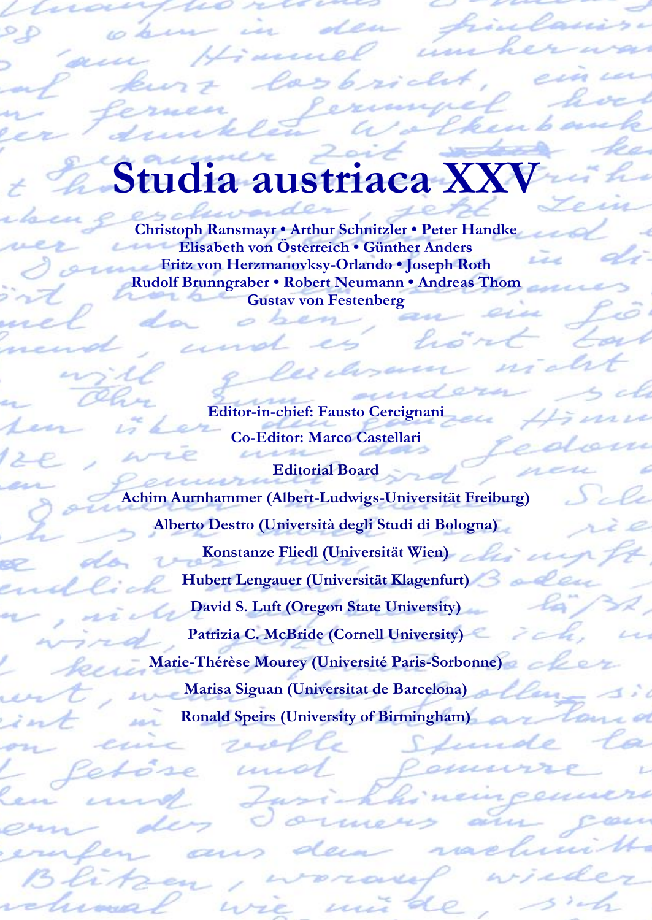# Studia austriaca XXV

**Christoph Ransmayr • Arthur Schnitzler • Peter Handke**
**Elisabeth von Österreich • Günther Anders**
**Fritz von Herzmanovksy-Orlando • Joseph Roth**
**Rudolf Brunngraber • Robert Neumann • Andreas Thom**
**Gustav von Festenberg**

**Editor-in-chief: Fausto Cercignani**

**Co-Editor: Marco Castellari**

**Editorial Board**

**Achim Aurnhammer (Albert-Ludwigs-Universität Freiburg)**

**Alberto Destro (Università degli Studi di Bologna)**

**Konstanze Fliedl (Universität Wien)**

**Hubert Lengauer (Universität Klagenfurt)**

**David S. Luft (Oregon State University)**

**Patrizia C. McBride (Cornell University)**

**Marie-Thérèse Mourey (Université Paris-Sorbonne)**

**Marisa Siguan (Universitat de Barcelona)**

**Ronald Speirs (University of Birmingham)**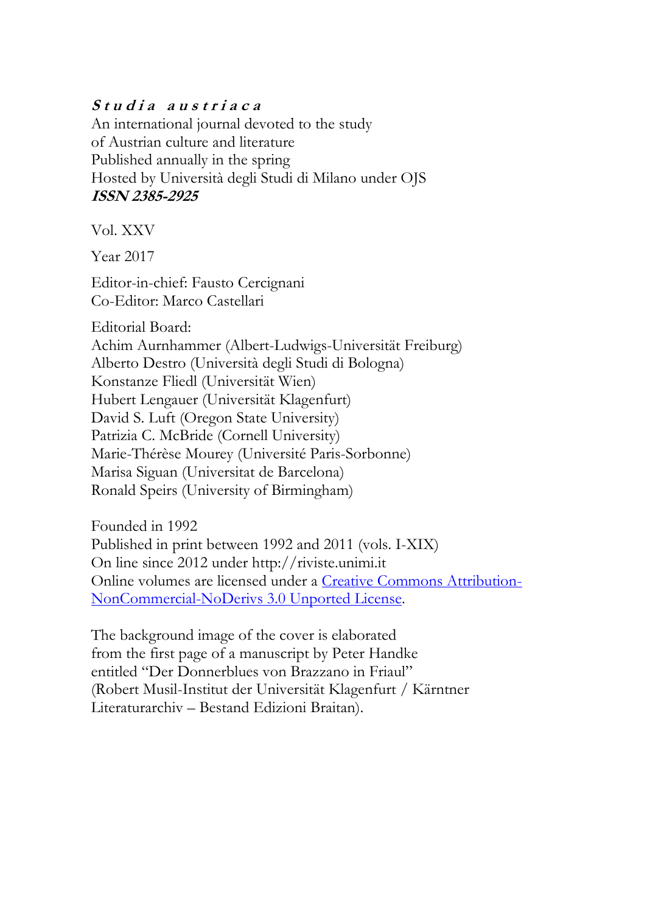***S t u d i a   a u s t r i a c a***
An international journal devoted to the study
of Austrian culture and literature
Published annually in the spring
Hosted by Università degli Studi di Milano under OJS
***ISSN 2385-2925***

Vol. XXV

Year 2017

Editor-in-chief: Fausto Cercignani
Co-Editor: Marco Castellari

Editorial Board:
Achim Aurnhammer (Albert-Ludwigs-Universität Freiburg)
Alberto Destro (Università degli Studi di Bologna)
Konstanze Fliedl (Universität Wien)
Hubert Lengauer (Universität Klagenfurt)
David S. Luft (Oregon State University)
Patrizia C. McBride (Cornell University)
Marie-Thérèse Mourey (Université Paris-Sorbonne)
Marisa Siguan (Universitat de Barcelona)
Ronald Speirs (University of Birmingham)

Founded in 1992
Published in print between 1992 and 2011 (vols. I-XIX)
On line since 2012 under http://riviste.unimi.it
Online volumes are licensed under a Creative Commons Attribution-NonCommercial-NoDerivs 3.0 Unported License.

The background image of the cover is elaborated
from the first page of a manuscript by Peter Handke
entitled "Der Donnerblues von Brazzano in Friaul"
(Robert Musil-Institut der Universität Klagenfurt / Kärntner
Literaturarchiv – Bestand Edizioni Braitan).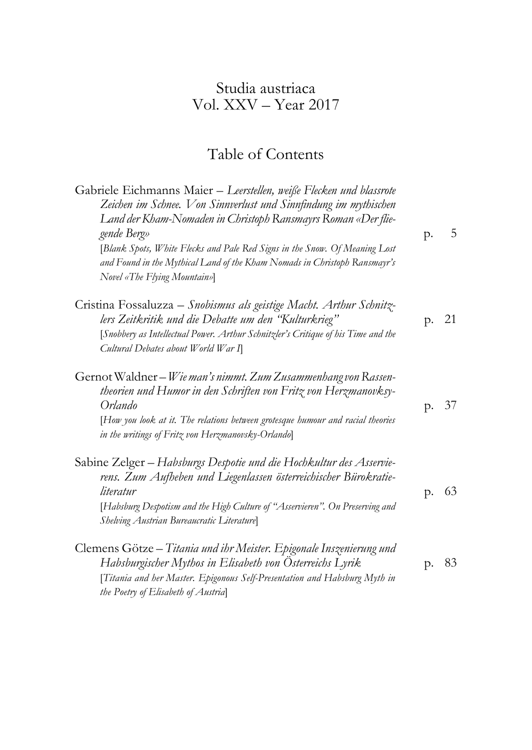# Studia austriaca
## Vol. XXV – Year 2017

## Table of Contents

Gabriele Eichmanns Maier – *Leerstellen, weiße Flecken und blassrote Zeichen im Schnee. Von Sinnverlust und Sinnfindung im mythischen Land der Kham-Nomaden in Christoph Ransmayrs Roman «Der fliegende Berg»* p. 5
[*Blank Spots, White Flecks and Pale Red Signs in the Snow. Of Meaning Lost and Found in the Mythical Land of the Kham Nomads in Christoph Ransmayr's Novel «The Flying Mountain»*]

Cristina Fossaluzza – *Snobismus als geistige Macht. Arthur Schnitzlers Zeitkritik und die Debatte um den "Kulturkrieg"* p. 21
[*Snobbery as Intellectual Power. Arthur Schnitzler's Critique of his Time and the Cultural Debates about World War I*]

Gernot Waldner – *Wie man's nimmt. Zum Zusammenhang von Rassentheorien und Humor in den Schriften von Fritz von Herzmanovksy-Orlando* p. 37
[*How you look at it. The relations between grotesque humour and racial theories in the writings of Fritz von Herzmanovsky-Orlando*]

Sabine Zelger – *Habsburgs Despotie und die Hochkultur des Asservierens. Zum Aufheben und Liegenlassen österreichischer Bürokratieliteratur* p. 63
[*Habsburg Despotism and the High Culture of "Asservieren". On Preserving and Shelving Austrian Bureaucratic Literature*]

Clemens Götze – *Titania und ihr Meister. Epigonale Inszenierung und Habsburgischer Mythos in Elisabeth von Österreichs Lyrik* p. 83
[*Titania and her Master. Epigonous Self-Presentation and Habsburg Myth in the Poetry of Elisabeth of Austria*]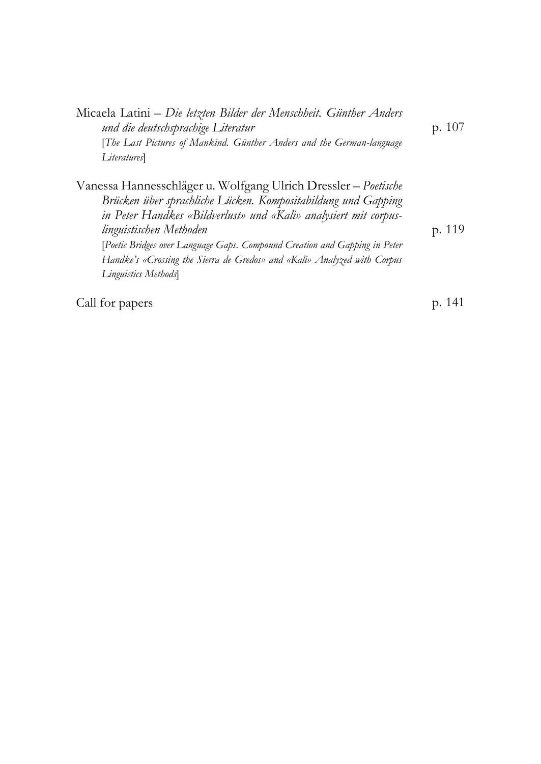Micaela Latini – *Die letzten Bilder der Menschheit. Günther Anders und die deutschsprachige Literatur* p. 107
[*The Last Pictures of Mankind. Günther Anders and the German-language Literatures*]

Vanessa Hannesschläger u. Wolfgang Ulrich Dressler – *Poetische Brücken über sprachliche Lücken. Kompositabildung und Gapping in Peter Handkes «Bildverlust» und «Kali» analysiert mit corpuslinguistischen Methoden* p. 119
[*Poetic Bridges over Language Gaps. Compound Creation and Gapping in Peter Handke's «Crossing the Sierra de Gredos» and «Kali» Analyzed with Corpus Linguistics Methods*]

Call for papers p. 141